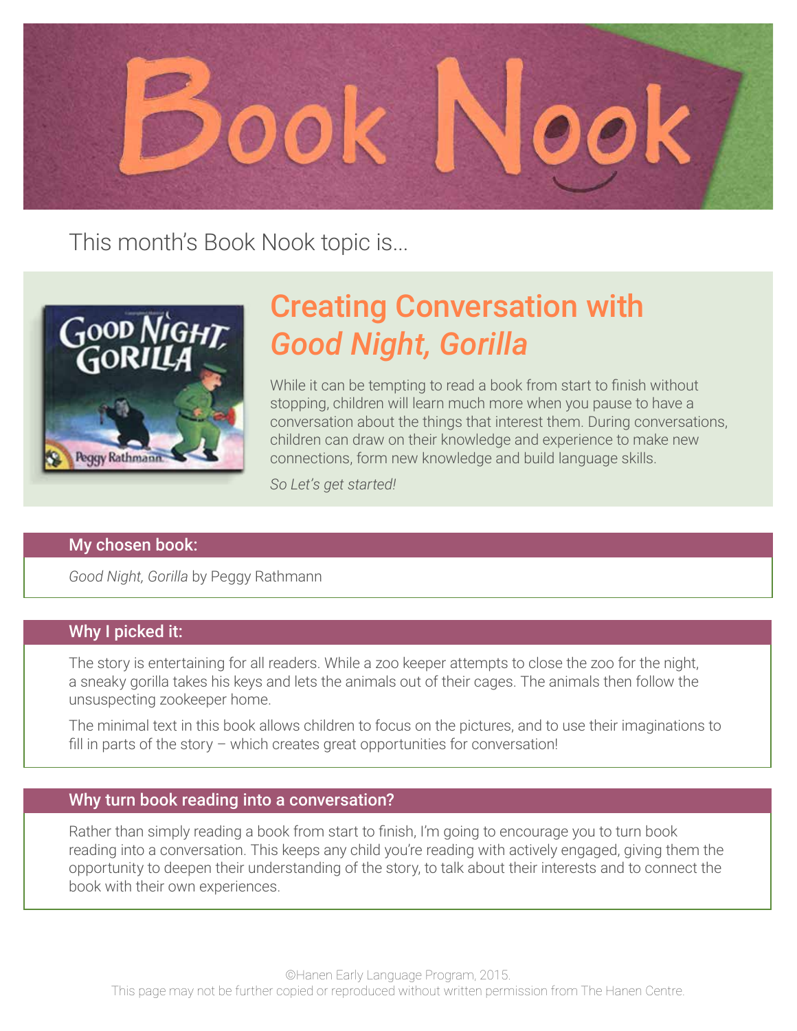# Book Nook

This month's Book Nook topic is...

## Creating Conversation with *Good Night, Gorilla*

While it can be tempting to read a book from start to finish without stopping, children will learn much more when you pause to have a conversation about the things that interest them. During conversations, children can draw on their knowledge and experience to make new connections, form new knowledge and build language skills.

*So Let's get started!*

### My chosen book:

*Good Night, Gorilla* by Peggy Rathmann

### Why I picked it:

The story is entertaining for all readers. While a zoo keeper attempts to close the zoo for the night, a sneaky gorilla takes his keys and lets the animals out of their cages. The animals then follow the unsuspecting zookeeper home.

The minimal text in this book allows children to focus on the pictures, and to use their imaginations to fill in parts of the story – which creates great opportunities for conversation!

### Why turn book reading into a conversation?

Rather than simply reading a book from start to finish, I'm going to encourage you to turn book reading into a conversation. This keeps any child you're reading with actively engaged, giving them the opportunity to deepen their understanding of the story, to talk about their interests and to connect the book with their own experiences.

©Hanen Early Language Program, 2015.
This page may not be further copied or reproduced without written permission from The Hanen Centre.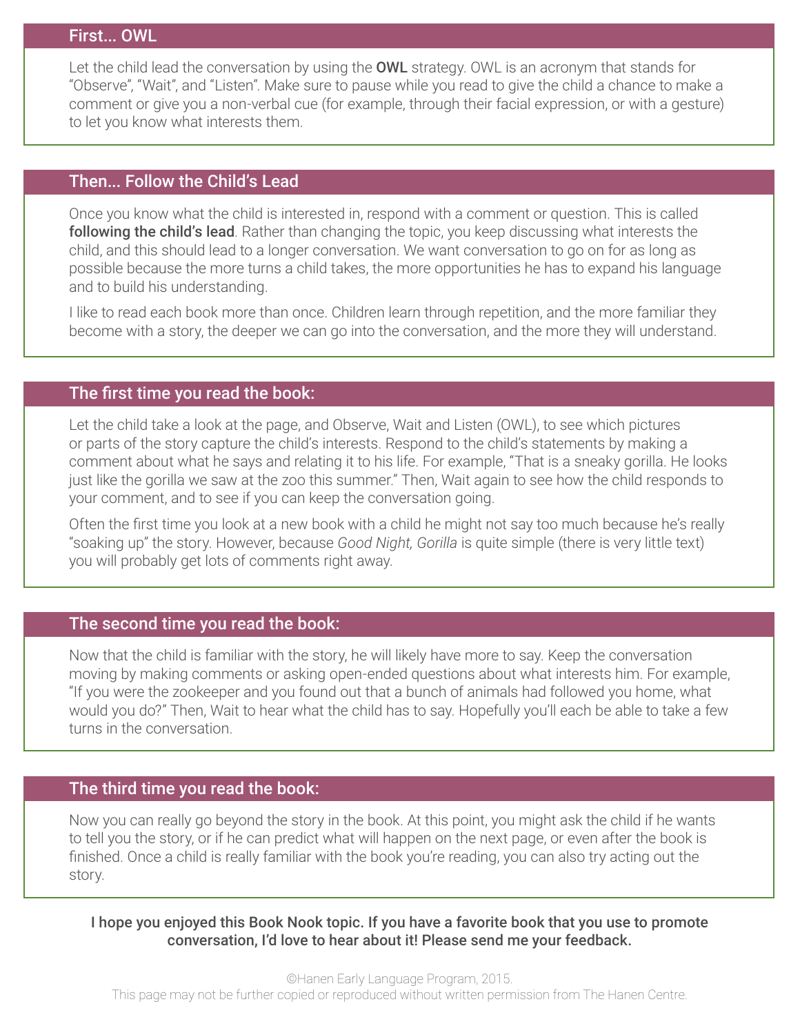## First... OWL

Let the child lead the conversation by using the **OWL** strategy. OWL is an acronym that stands for “Observe”, “Wait”, and “Listen”. Make sure to pause while you read to give the child a chance to make a comment or give you a non-verbal cue (for example, through their facial expression, or with a gesture) to let you know what interests them.

## Then... Follow the Child’s Lead

Once you know what the child is interested in, respond with a comment or question. This is called **following the child’s lead**. Rather than changing the topic, you keep discussing what interests the child, and this should lead to a longer conversation. We want conversation to go on for as long as possible because the more turns a child takes, the more opportunities he has to expand his language and to build his understanding.

I like to read each book more than once. Children learn through repetition, and the more familiar they become with a story, the deeper we can go into the conversation, and the more they will understand.

## The first time you read the book:

Let the child take a look at the page, and Observe, Wait and Listen (OWL), to see which pictures or parts of the story capture the child’s interests. Respond to the child’s statements by making a comment about what he says and relating it to his life. For example, “That is a sneaky gorilla. He looks just like the gorilla we saw at the zoo this summer.” Then, Wait again to see how the child responds to your comment, and to see if you can keep the conversation going.

Often the first time you look at a new book with a child he might not say too much because he’s really “soaking up” the story. However, because *Good Night, Gorilla* is quite simple (there is very little text) you will probably get lots of comments right away.

## The second time you read the book:

Now that the child is familiar with the story, he will likely have more to say. Keep the conversation moving by making comments or asking open-ended questions about what interests him. For example, “If you were the zookeeper and you found out that a bunch of animals had followed you home, what would you do?” Then, Wait to hear what the child has to say. Hopefully you’ll each be able to take a few turns in the conversation.

## The third time you read the book:

Now you can really go beyond the story in the book. At this point, you might ask the child if he wants to tell you the story, or if he can predict what will happen on the next page, or even after the book is finished. Once a child is really familiar with the book you’re reading, you can also try acting out the story.

**I hope you enjoyed this Book Nook topic. If you have a favorite book that you use to promote conversation, I’d love to hear about it! Please send me your feedback.**

©Hanen Early Language Program, 2015.
This page may not be further copied or reproduced without written permission from The Hanen Centre.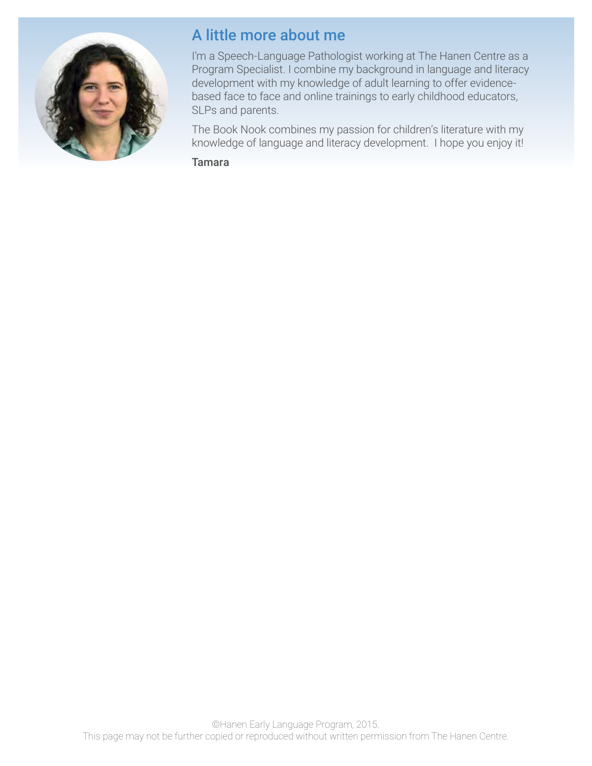## A little more about me

I'm a Speech-Language Pathologist working at The Hanen Centre as a Program Specialist. I combine my background in language and literacy development with my knowledge of adult learning to offer evidence-based face to face and online trainings to early childhood educators, SLPs and parents.

The Book Nook combines my passion for children's literature with my knowledge of language and literacy development. I hope you enjoy it!

Tamara

©Hanen Early Language Program, 2015.
This page may not be further copied or reproduced without written permission from The Hanen Centre.